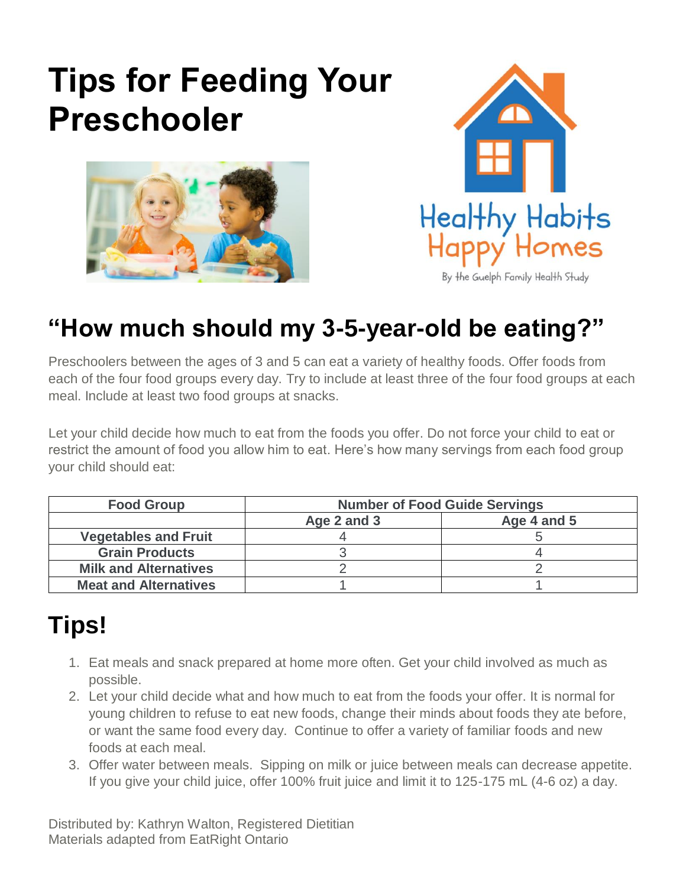# Tips for Feeding Your Preschooler

Healthy Habits Happy Homes

By the Guelph Family Health Study

## "How much should my 3-5-year-old be eating?"

Preschoolers between the ages of 3 and 5 can eat a variety of healthy foods. Offer foods from each of the four food groups every day. Try to include at least three of the four food groups at each meal. Include at least two food groups at snacks.

Let your child decide how much to eat from the foods you offer. Do not force your child to eat or restrict the amount of food you allow him to eat. Here's how many servings from each food group your child should eat:

| Food Group | Number of Food Guide Servings | |
|---|---|---|
| | Age 2 and 3 | Age 4 and 5 |
| Vegetables and Fruit | 4 | 5 |
| Grain Products | 3 | 4 |
| Milk and Alternatives | 2 | 2 |
| Meat and Alternatives | 1 | 1 |

## Tips!

1. Eat meals and snack prepared at home more often. Get your child involved as much as possible.
2. Let your child decide what and how much to eat from the foods your offer. It is normal for young children to refuse to eat new foods, change their minds about foods they ate before, or want the same food every day. Continue to offer a variety of familiar foods and new foods at each meal.
3. Offer water between meals. Sipping on milk or juice between meals can decrease appetite. If you give your child juice, offer 100% fruit juice and limit it to 125-175 mL (4-6 oz) a day.

Distributed by: Kathryn Walton, Registered Dietitian
Materials adapted from EatRight Ontario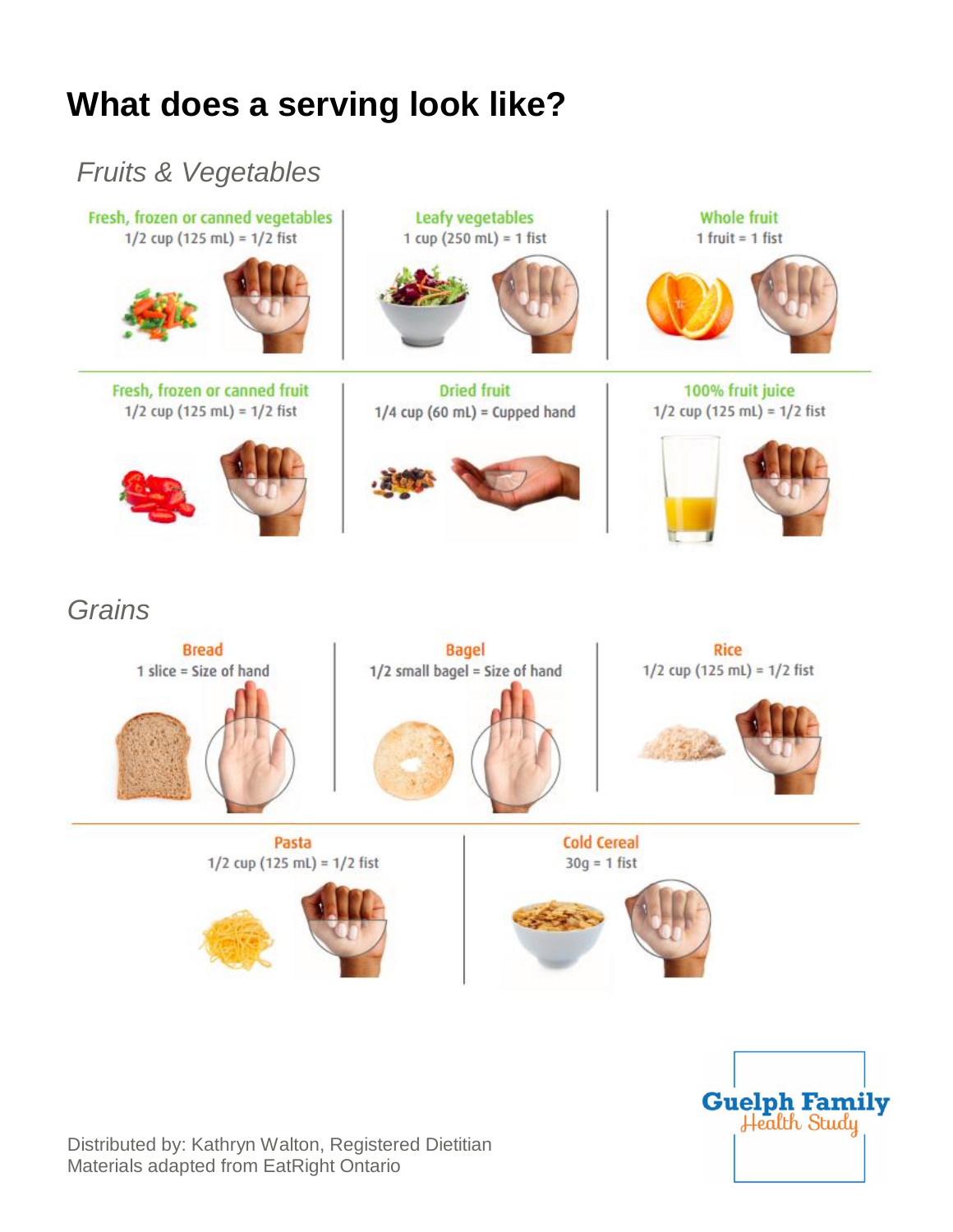# What does a serving look like?

## *Fruits & Vegetables*

**Fresh, frozen or canned vegetables**
1/2 cup (125 mL) = 1/2 fist

**Leafy vegetables**
1 cup (250 mL) = 1 fist

**Whole fruit**
1 fruit = 1 fist

**Fresh, frozen or canned fruit**
1/2 cup (125 mL) = 1/2 fist

**Dried fruit**
1/4 cup (60 mL) = Cupped hand

**100% fruit juice**
1/2 cup (125 mL) = 1/2 fist

## *Grains*

**Bread**
1 slice = Size of hand

**Bagel**
1/2 small bagel = Size of hand

**Rice**
1/2 cup (125 mL) = 1/2 fist

**Pasta**
1/2 cup (125 mL) = 1/2 fist

**Cold Cereal**
30g = 1 fist

Distributed by: Kathryn Walton, Registered Dietitian
Materials adapted from EatRight Ontario

Guelph Family Health Study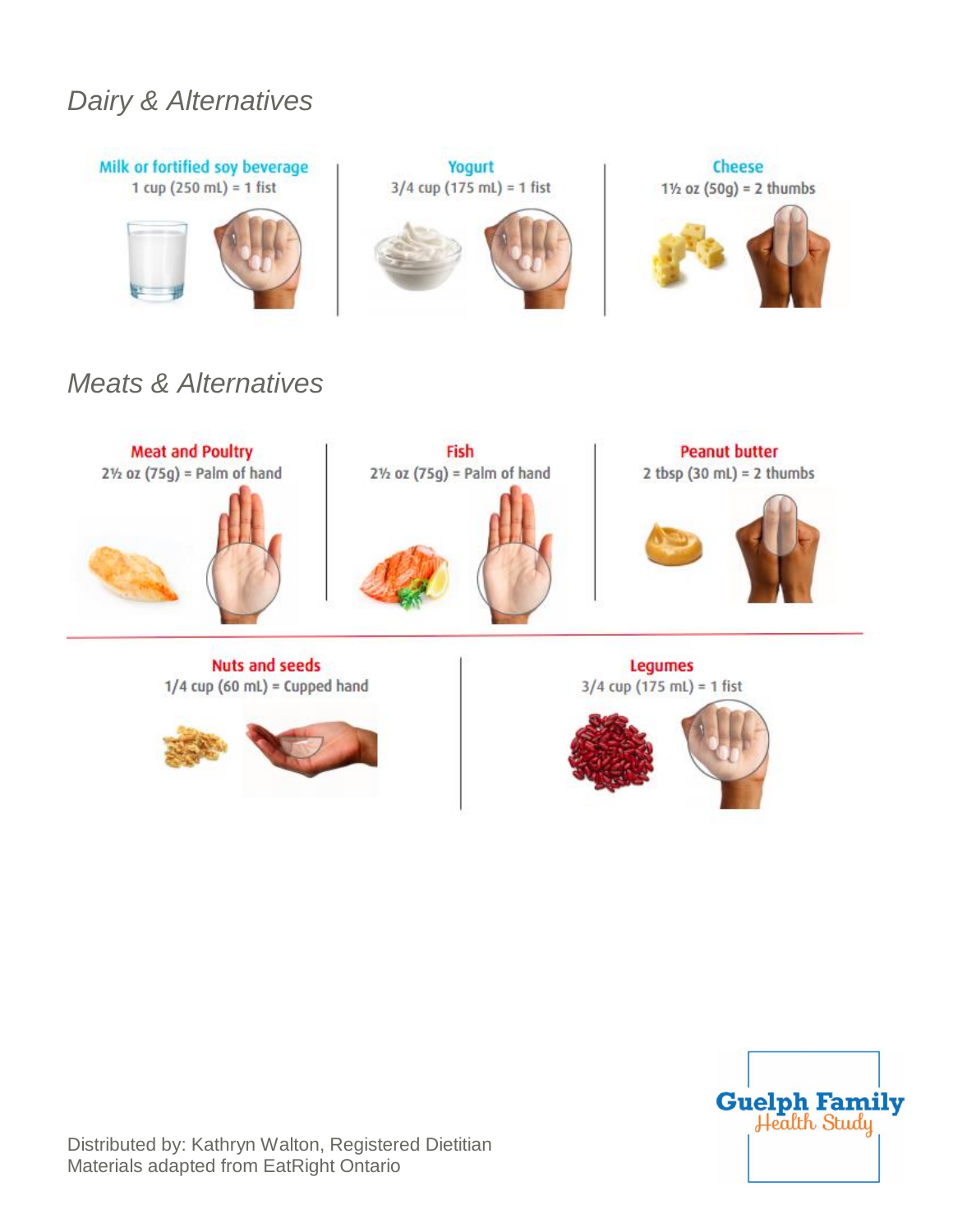## *Dairy & Alternatives*

**Milk or fortified soy beverage**
1 cup (250 mL) = 1 fist

**Yogurt**
3/4 cup (175 mL) = 1 fist

**Cheese**
1½ oz (50g) = 2 thumbs

## *Meats & Alternatives*

**Meat and Poultry**
2½ oz (75g) = Palm of hand

**Fish**
2½ oz (75g) = Palm of hand

**Peanut butter**
2 tbsp (30 mL) = 2 thumbs

**Nuts and seeds**
1/4 cup (60 mL) = Cupped hand

**Legumes**
3/4 cup (175 mL) = 1 fist

Guelph Family Health Study

Distributed by: Kathryn Walton, Registered Dietitian
Materials adapted from EatRight Ontario